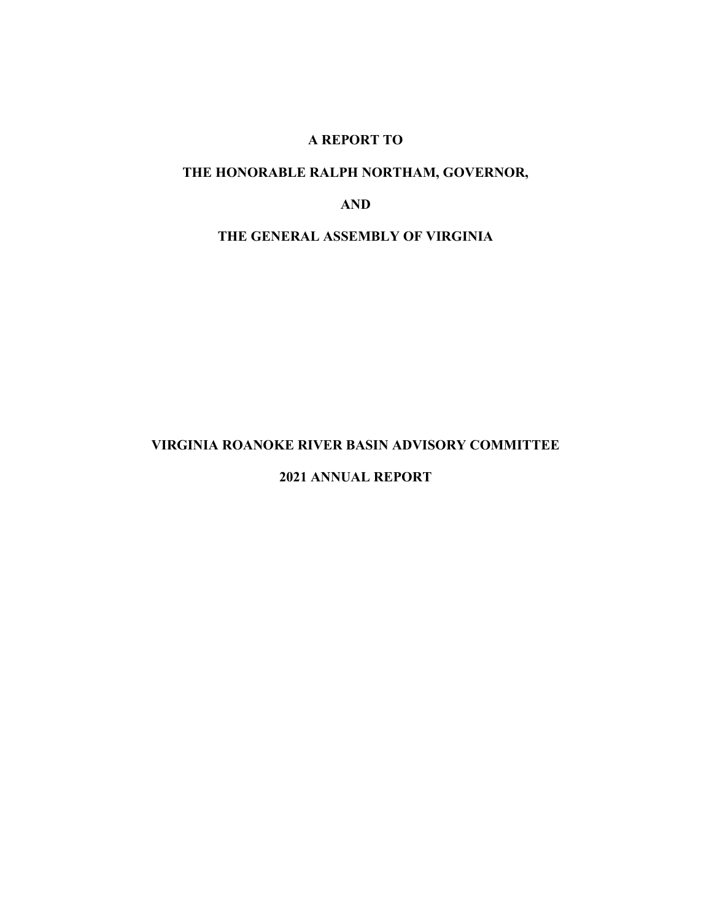**A REPORT TO**

**THE HONORABLE RALPH NORTHAM, GOVERNOR,**

**AND**

**THE GENERAL ASSEMBLY OF VIRGINIA**

# VIRGINIA ROANOKE RIVER BASIN ADVISORY COMMITTEE

## 2021 ANNUAL REPORT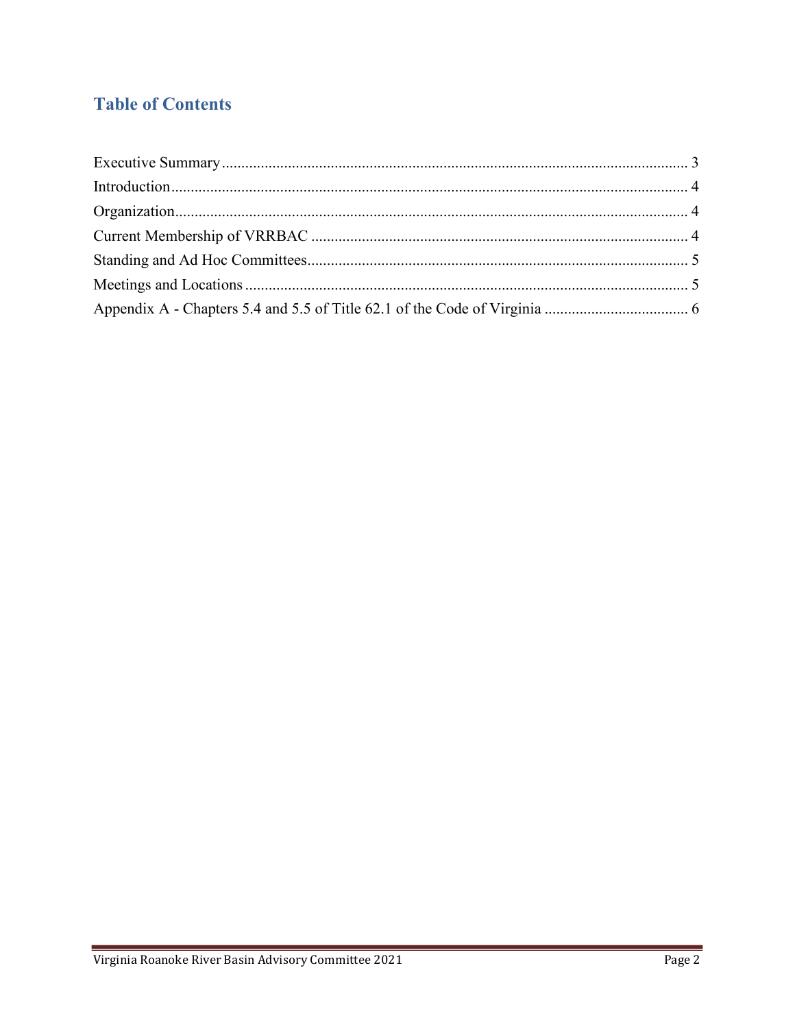## Table of Contents

Executive Summary ........................................................................................................................ 3
Introduction ...................................................................................................................................... 4
Organization ..................................................................................................................................... 4
Current Membership of VRRBAC ................................................................................................. 4
Standing and Ad Hoc Committees.................................................................................................. 5
Meetings and Locations .................................................................................................................. 5
Appendix A - Chapters 5.4 and 5.5 of Title 62.1 of the Code of Virginia ..................................... 6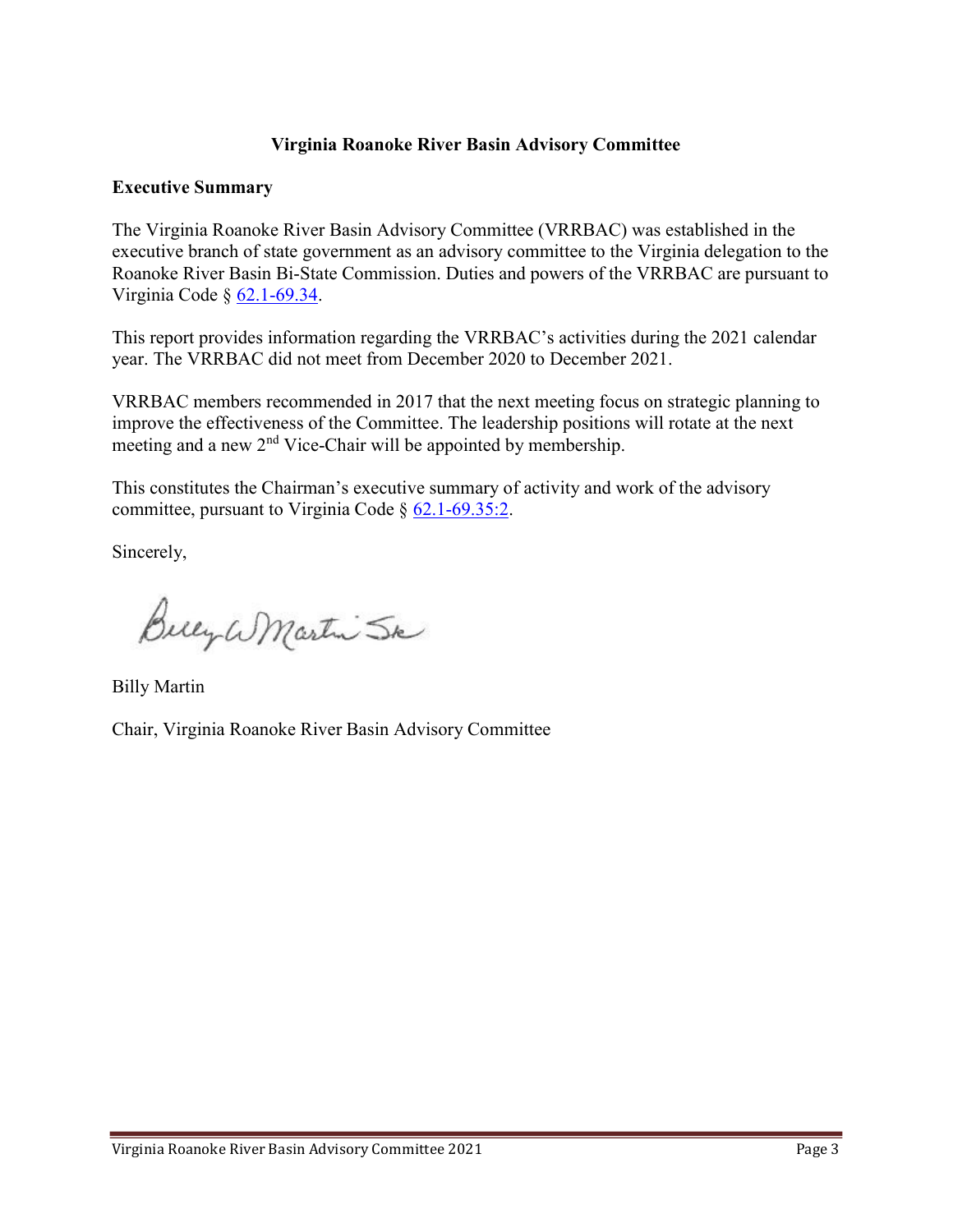**Virginia Roanoke River Basin Advisory Committee**

**Executive Summary**

The Virginia Roanoke River Basin Advisory Committee (VRRBAC) was established in the executive branch of state government as an advisory committee to the Virginia delegation to the Roanoke River Basin Bi-State Commission. Duties and powers of the VRRBAC are pursuant to Virginia Code § 62.1-69.34.

This report provides information regarding the VRRBAC's activities during the 2021 calendar year. The VRRBAC did not meet from December 2020 to December 2021.

VRRBAC members recommended in 2017 that the next meeting focus on strategic planning to improve the effectiveness of the Committee. The leadership positions will rotate at the next meeting and a new 2nd Vice-Chair will be appointed by membership.

This constitutes the Chairman's executive summary of activity and work of the advisory committee, pursuant to Virginia Code § 62.1-69.35:2.

Sincerely,

Billy W Martin Sr

Billy Martin

Chair, Virginia Roanoke River Basin Advisory Committee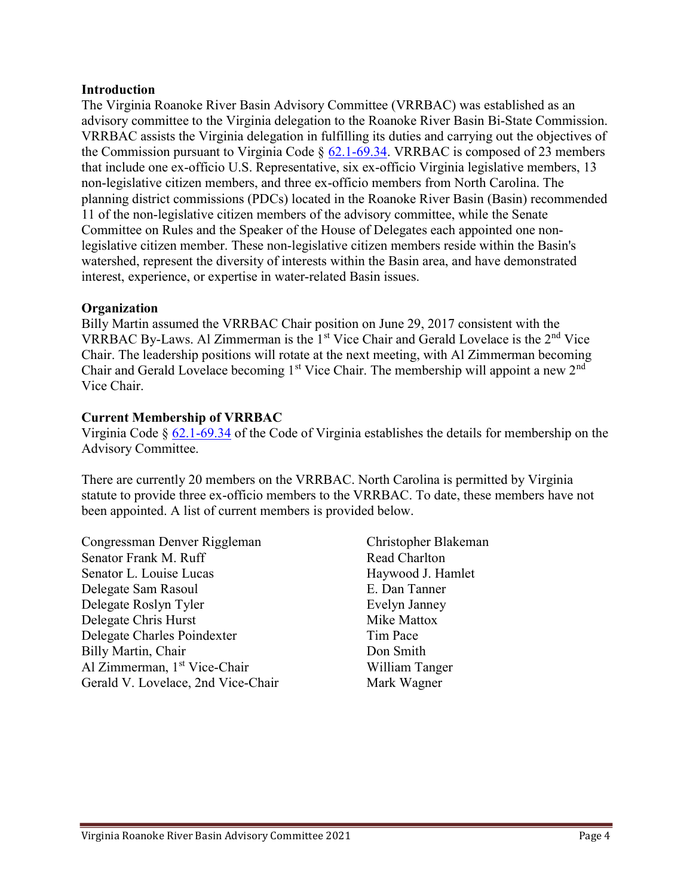## Introduction

The Virginia Roanoke River Basin Advisory Committee (VRRBAC) was established as an advisory committee to the Virginia delegation to the Roanoke River Basin Bi-State Commission. VRRBAC assists the Virginia delegation in fulfilling its duties and carrying out the objectives of the Commission pursuant to Virginia Code § 62.1-69.34. VRRBAC is composed of 23 members that include one ex-officio U.S. Representative, six ex-officio Virginia legislative members, 13 non-legislative citizen members, and three ex-officio members from North Carolina. The planning district commissions (PDCs) located in the Roanoke River Basin (Basin) recommended 11 of the non-legislative citizen members of the advisory committee, while the Senate Committee on Rules and the Speaker of the House of Delegates each appointed one non-legislative citizen member. These non-legislative citizen members reside within the Basin's watershed, represent the diversity of interests within the Basin area, and have demonstrated interest, experience, or expertise in water-related Basin issues.

## Organization

Billy Martin assumed the VRRBAC Chair position on June 29, 2017 consistent with the VRRBAC By-Laws. Al Zimmerman is the 1st Vice Chair and Gerald Lovelace is the 2nd Vice Chair. The leadership positions will rotate at the next meeting, with Al Zimmerman becoming Chair and Gerald Lovelace becoming 1st Vice Chair. The membership will appoint a new 2nd Vice Chair.

## Current Membership of VRRBAC

Virginia Code § 62.1-69.34 of the Code of Virginia establishes the details for membership on the Advisory Committee.

There are currently 20 members on the VRRBAC. North Carolina is permitted by Virginia statute to provide three ex-officio members to the VRRBAC. To date, these members have not been appointed. A list of current members is provided below.

Congressman Denver Riggleman
Senator Frank M. Ruff
Senator L. Louise Lucas
Delegate Sam Rasoul
Delegate Roslyn Tyler
Delegate Chris Hurst
Delegate Charles Poindexter
Billy Martin, Chair
Al Zimmerman, 1st Vice-Chair
Gerald V. Lovelace, 2nd Vice-Chair
Christopher Blakeman
Read Charlton
Haywood J. Hamlet
E. Dan Tanner
Evelyn Janney
Mike Mattox
Tim Pace
Don Smith
William Tanger
Mark Wagner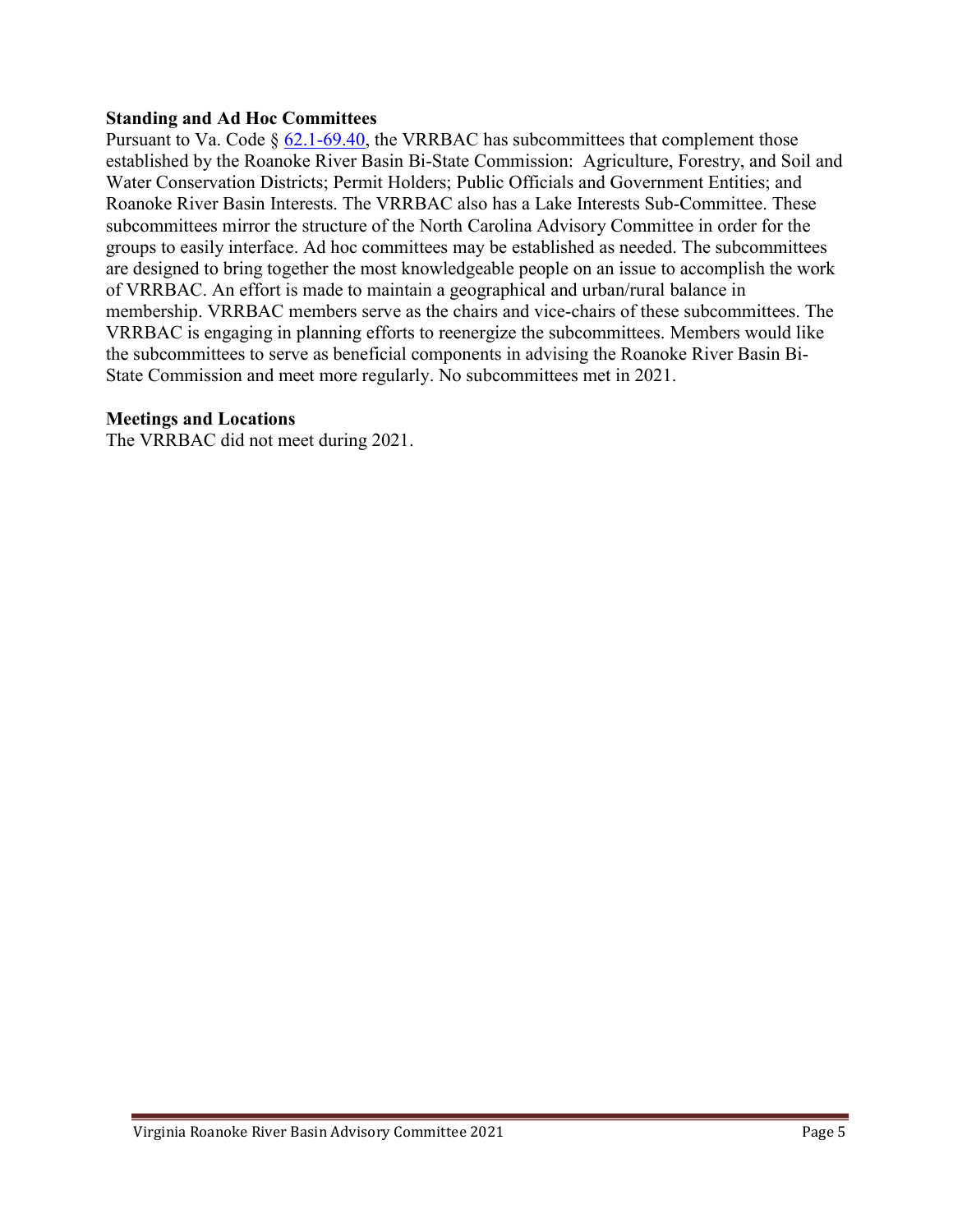**Standing and Ad Hoc Committees**

Pursuant to Va. Code § [62.1-69.40](), the VRRBAC has subcommittees that complement those established by the Roanoke River Basin Bi-State Commission: Agriculture, Forestry, and Soil and Water Conservation Districts; Permit Holders; Public Officials and Government Entities; and Roanoke River Basin Interests. The VRRBAC also has a Lake Interests Sub-Committee. These subcommittees mirror the structure of the North Carolina Advisory Committee in order for the groups to easily interface. Ad hoc committees may be established as needed. The subcommittees are designed to bring together the most knowledgeable people on an issue to accomplish the work of VRRBAC. An effort is made to maintain a geographical and urban/rural balance in membership. VRRBAC members serve as the chairs and vice-chairs of these subcommittees. The VRRBAC is engaging in planning efforts to reenergize the subcommittees. Members would like the subcommittees to serve as beneficial components in advising the Roanoke River Basin Bi-State Commission and meet more regularly. No subcommittees met in 2021.

**Meetings and Locations**

The VRRBAC did not meet during 2021.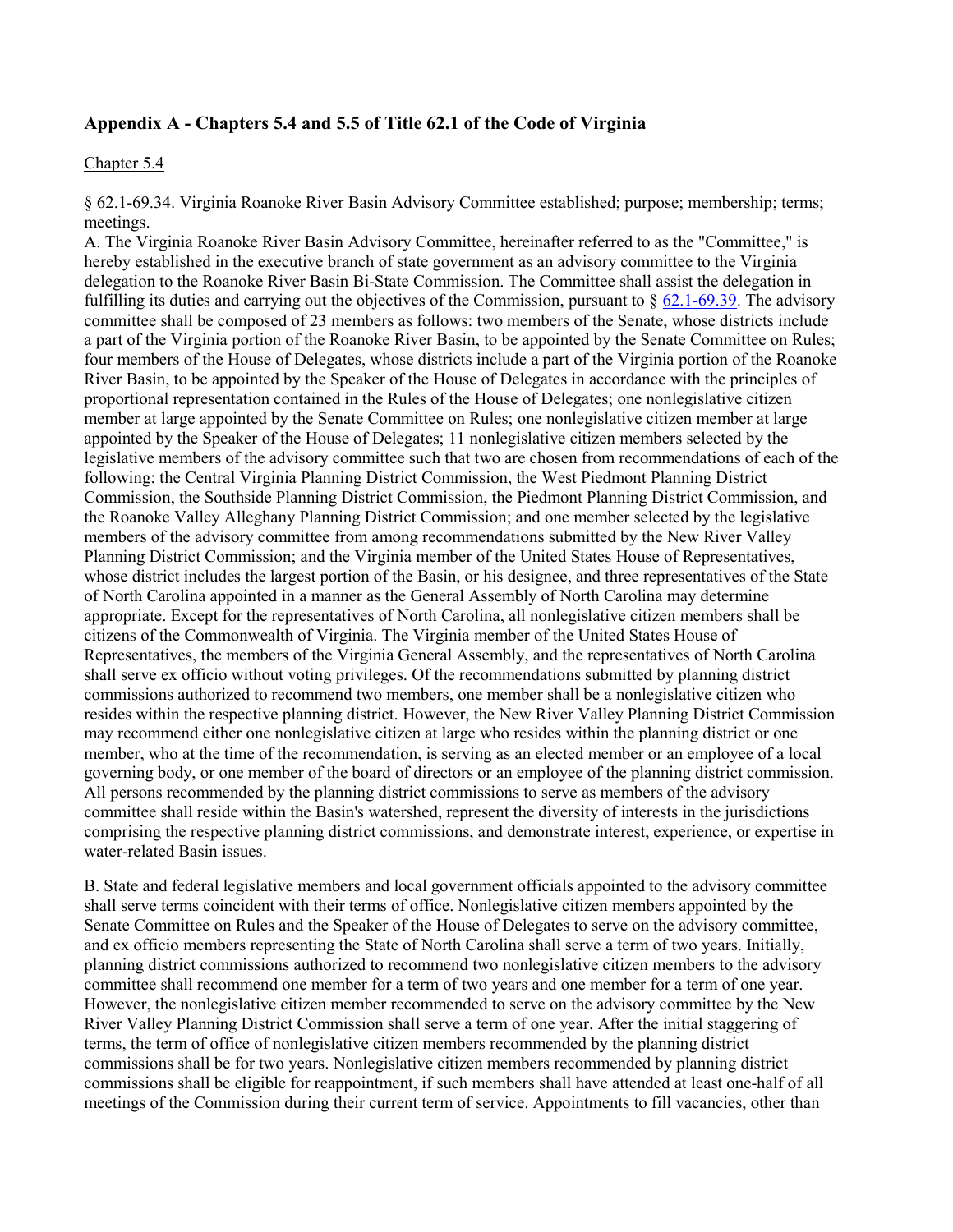## Appendix A - Chapters 5.4 and 5.5 of Title 62.1 of the Code of Virginia

Chapter 5.4

§ 62.1-69.34. Virginia Roanoke River Basin Advisory Committee established; purpose; membership; terms; meetings.

A. The Virginia Roanoke River Basin Advisory Committee, hereinafter referred to as the "Committee," is hereby established in the executive branch of state government as an advisory committee to the Virginia delegation to the Roanoke River Basin Bi-State Commission. The Committee shall assist the delegation in fulfilling its duties and carrying out the objectives of the Commission, pursuant to § 62.1-69.39. The advisory committee shall be composed of 23 members as follows: two members of the Senate, whose districts include a part of the Virginia portion of the Roanoke River Basin, to be appointed by the Senate Committee on Rules; four members of the House of Delegates, whose districts include a part of the Virginia portion of the Roanoke River Basin, to be appointed by the Speaker of the House of Delegates in accordance with the principles of proportional representation contained in the Rules of the House of Delegates; one nonlegislative citizen member at large appointed by the Senate Committee on Rules; one nonlegislative citizen member at large appointed by the Speaker of the House of Delegates; 11 nonlegislative citizen members selected by the legislative members of the advisory committee such that two are chosen from recommendations of each of the following: the Central Virginia Planning District Commission, the West Piedmont Planning District Commission, the Southside Planning District Commission, the Piedmont Planning District Commission, and the Roanoke Valley Alleghany Planning District Commission; and one member selected by the legislative members of the advisory committee from among recommendations submitted by the New River Valley Planning District Commission; and the Virginia member of the United States House of Representatives, whose district includes the largest portion of the Basin, or his designee, and three representatives of the State of North Carolina appointed in a manner as the General Assembly of North Carolina may determine appropriate. Except for the representatives of North Carolina, all nonlegislative citizen members shall be citizens of the Commonwealth of Virginia. The Virginia member of the United States House of Representatives, the members of the Virginia General Assembly, and the representatives of North Carolina shall serve ex officio without voting privileges. Of the recommendations submitted by planning district commissions authorized to recommend two members, one member shall be a nonlegislative citizen who resides within the respective planning district. However, the New River Valley Planning District Commission may recommend either one nonlegislative citizen at large who resides within the planning district or one member, who at the time of the recommendation, is serving as an elected member or an employee of a local governing body, or one member of the board of directors or an employee of the planning district commission. All persons recommended by the planning district commissions to serve as members of the advisory committee shall reside within the Basin's watershed, represent the diversity of interests in the jurisdictions comprising the respective planning district commissions, and demonstrate interest, experience, or expertise in water-related Basin issues.

B. State and federal legislative members and local government officials appointed to the advisory committee shall serve terms coincident with their terms of office. Nonlegislative citizen members appointed by the Senate Committee on Rules and the Speaker of the House of Delegates to serve on the advisory committee, and ex officio members representing the State of North Carolina shall serve a term of two years. Initially, planning district commissions authorized to recommend two nonlegislative citizen members to the advisory committee shall recommend one member for a term of two years and one member for a term of one year. However, the nonlegislative citizen member recommended to serve on the advisory committee by the New River Valley Planning District Commission shall serve a term of one year. After the initial staggering of terms, the term of office of nonlegislative citizen members recommended by the planning district commissions shall be for two years. Nonlegislative citizen members recommended by planning district commissions shall be eligible for reappointment, if such members shall have attended at least one-half of all meetings of the Commission during their current term of service. Appointments to fill vacancies, other than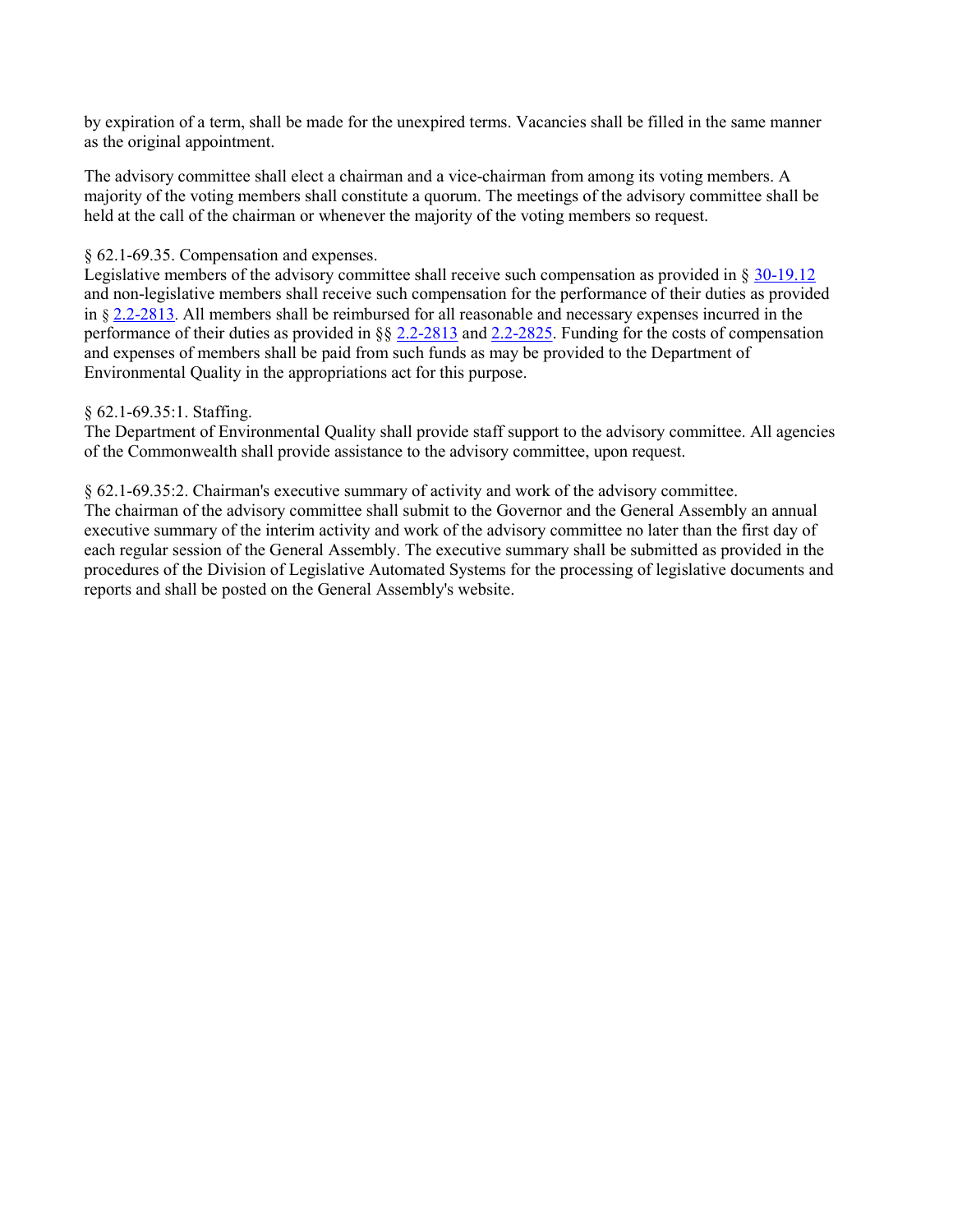by expiration of a term, shall be made for the unexpired terms. Vacancies shall be filled in the same manner as the original appointment.

The advisory committee shall elect a chairman and a vice-chairman from among its voting members. A majority of the voting members shall constitute a quorum. The meetings of the advisory committee shall be held at the call of the chairman or whenever the majority of the voting members so request.

§ 62.1-69.35. Compensation and expenses.
Legislative members of the advisory committee shall receive such compensation as provided in § 30-19.12 and non-legislative members shall receive such compensation for the performance of their duties as provided in § 2.2-2813. All members shall be reimbursed for all reasonable and necessary expenses incurred in the performance of their duties as provided in §§ 2.2-2813 and 2.2-2825. Funding for the costs of compensation and expenses of members shall be paid from such funds as may be provided to the Department of Environmental Quality in the appropriations act for this purpose.

§ 62.1-69.35:1. Staffing.
The Department of Environmental Quality shall provide staff support to the advisory committee. All agencies of the Commonwealth shall provide assistance to the advisory committee, upon request.

§ 62.1-69.35:2. Chairman's executive summary of activity and work of the advisory committee.
The chairman of the advisory committee shall submit to the Governor and the General Assembly an annual executive summary of the interim activity and work of the advisory committee no later than the first day of each regular session of the General Assembly. The executive summary shall be submitted as provided in the procedures of the Division of Legislative Automated Systems for the processing of legislative documents and reports and shall be posted on the General Assembly's website.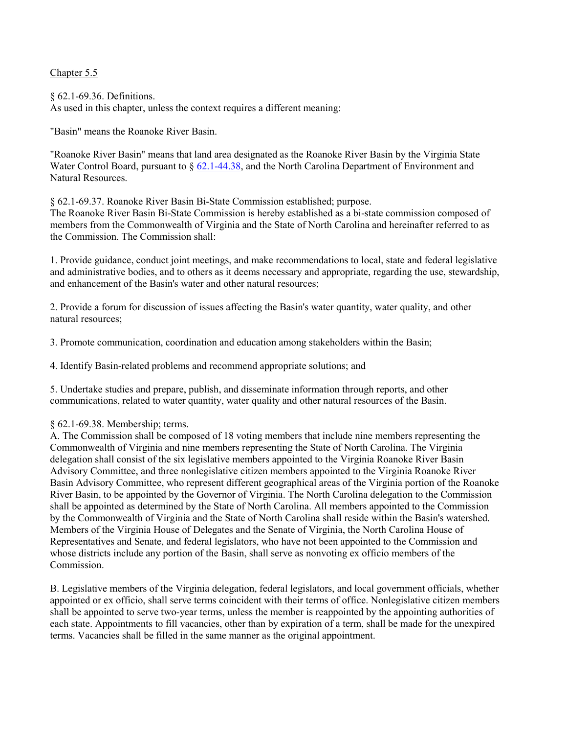Chapter 5.5

§ 62.1-69.36. Definitions.
As used in this chapter, unless the context requires a different meaning:

"Basin" means the Roanoke River Basin.

"Roanoke River Basin" means that land area designated as the Roanoke River Basin by the Virginia State Water Control Board, pursuant to § 62.1-44.38, and the North Carolina Department of Environment and Natural Resources.

§ 62.1-69.37. Roanoke River Basin Bi-State Commission established; purpose.
The Roanoke River Basin Bi-State Commission is hereby established as a bi-state commission composed of members from the Commonwealth of Virginia and the State of North Carolina and hereinafter referred to as the Commission. The Commission shall:

1. Provide guidance, conduct joint meetings, and make recommendations to local, state and federal legislative and administrative bodies, and to others as it deems necessary and appropriate, regarding the use, stewardship, and enhancement of the Basin's water and other natural resources;

2. Provide a forum for discussion of issues affecting the Basin's water quantity, water quality, and other natural resources;

3. Promote communication, coordination and education among stakeholders within the Basin;

4. Identify Basin-related problems and recommend appropriate solutions; and

5. Undertake studies and prepare, publish, and disseminate information through reports, and other communications, related to water quantity, water quality and other natural resources of the Basin.

§ 62.1-69.38. Membership; terms.
A. The Commission shall be composed of 18 voting members that include nine members representing the Commonwealth of Virginia and nine members representing the State of North Carolina. The Virginia delegation shall consist of the six legislative members appointed to the Virginia Roanoke River Basin Advisory Committee, and three nonlegislative citizen members appointed to the Virginia Roanoke River Basin Advisory Committee, who represent different geographical areas of the Virginia portion of the Roanoke River Basin, to be appointed by the Governor of Virginia. The North Carolina delegation to the Commission shall be appointed as determined by the State of North Carolina. All members appointed to the Commission by the Commonwealth of Virginia and the State of North Carolina shall reside within the Basin's watershed. Members of the Virginia House of Delegates and the Senate of Virginia, the North Carolina House of Representatives and Senate, and federal legislators, who have not been appointed to the Commission and whose districts include any portion of the Basin, shall serve as nonvoting ex officio members of the Commission.

B. Legislative members of the Virginia delegation, federal legislators, and local government officials, whether appointed or ex officio, shall serve terms coincident with their terms of office. Nonlegislative citizen members shall be appointed to serve two-year terms, unless the member is reappointed by the appointing authorities of each state. Appointments to fill vacancies, other than by expiration of a term, shall be made for the unexpired terms. Vacancies shall be filled in the same manner as the original appointment.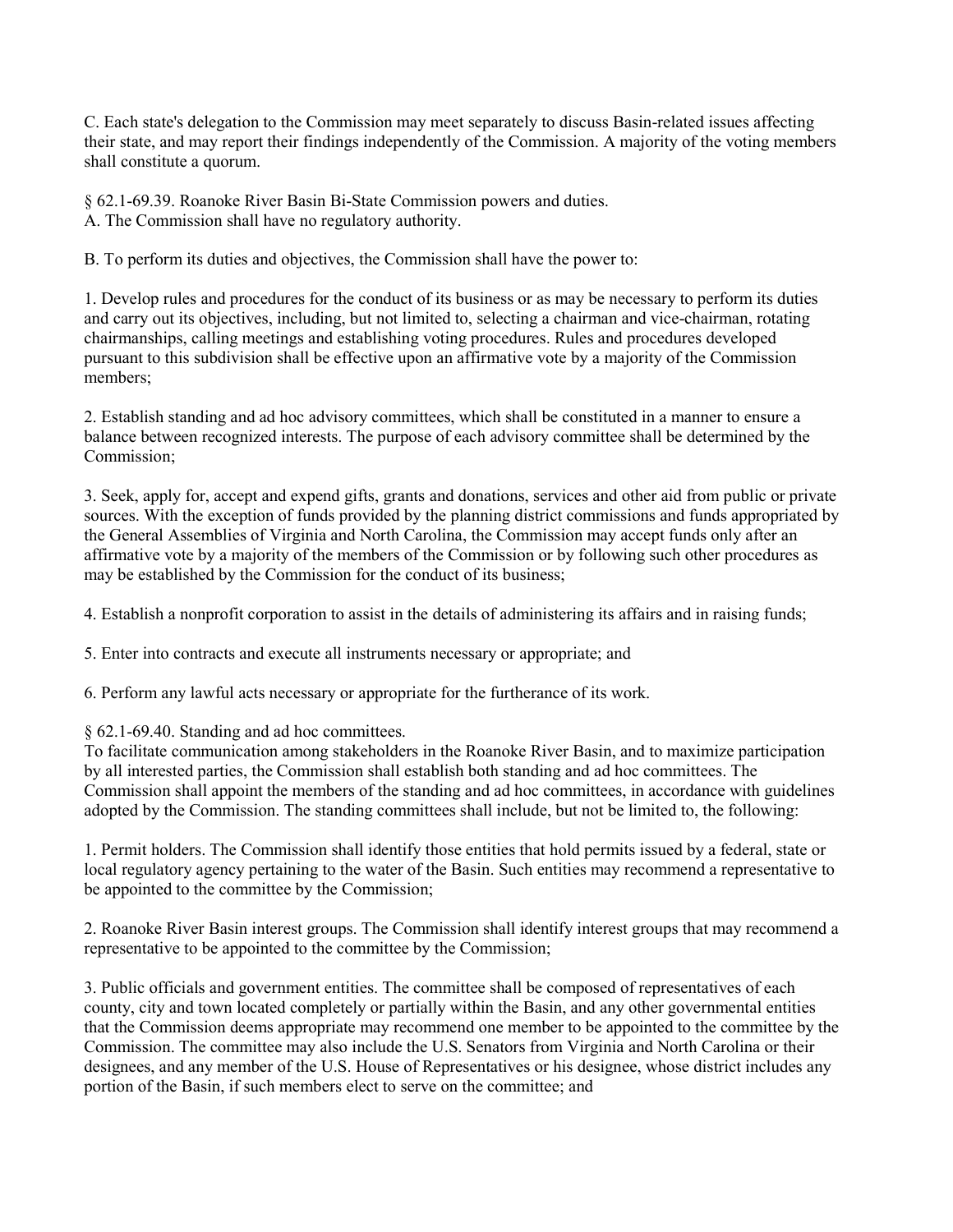C. Each state's delegation to the Commission may meet separately to discuss Basin-related issues affecting their state, and may report their findings independently of the Commission. A majority of the voting members shall constitute a quorum.

§ 62.1-69.39. Roanoke River Basin Bi-State Commission powers and duties.
A. The Commission shall have no regulatory authority.

B. To perform its duties and objectives, the Commission shall have the power to:

1. Develop rules and procedures for the conduct of its business or as may be necessary to perform its duties and carry out its objectives, including, but not limited to, selecting a chairman and vice-chairman, rotating chairmanships, calling meetings and establishing voting procedures. Rules and procedures developed pursuant to this subdivision shall be effective upon an affirmative vote by a majority of the Commission members;

2. Establish standing and ad hoc advisory committees, which shall be constituted in a manner to ensure a balance between recognized interests. The purpose of each advisory committee shall be determined by the Commission;

3. Seek, apply for, accept and expend gifts, grants and donations, services and other aid from public or private sources. With the exception of funds provided by the planning district commissions and funds appropriated by the General Assemblies of Virginia and North Carolina, the Commission may accept funds only after an affirmative vote by a majority of the members of the Commission or by following such other procedures as may be established by the Commission for the conduct of its business;

4. Establish a nonprofit corporation to assist in the details of administering its affairs and in raising funds;

5. Enter into contracts and execute all instruments necessary or appropriate; and

6. Perform any lawful acts necessary or appropriate for the furtherance of its work.

§ 62.1-69.40. Standing and ad hoc committees.
To facilitate communication among stakeholders in the Roanoke River Basin, and to maximize participation by all interested parties, the Commission shall establish both standing and ad hoc committees. The Commission shall appoint the members of the standing and ad hoc committees, in accordance with guidelines adopted by the Commission. The standing committees shall include, but not be limited to, the following:

1. Permit holders. The Commission shall identify those entities that hold permits issued by a federal, state or local regulatory agency pertaining to the water of the Basin. Such entities may recommend a representative to be appointed to the committee by the Commission;

2. Roanoke River Basin interest groups. The Commission shall identify interest groups that may recommend a representative to be appointed to the committee by the Commission;

3. Public officials and government entities. The committee shall be composed of representatives of each county, city and town located completely or partially within the Basin, and any other governmental entities that the Commission deems appropriate may recommend one member to be appointed to the committee by the Commission. The committee may also include the U.S. Senators from Virginia and North Carolina or their designees, and any member of the U.S. House of Representatives or his designee, whose district includes any portion of the Basin, if such members elect to serve on the committee; and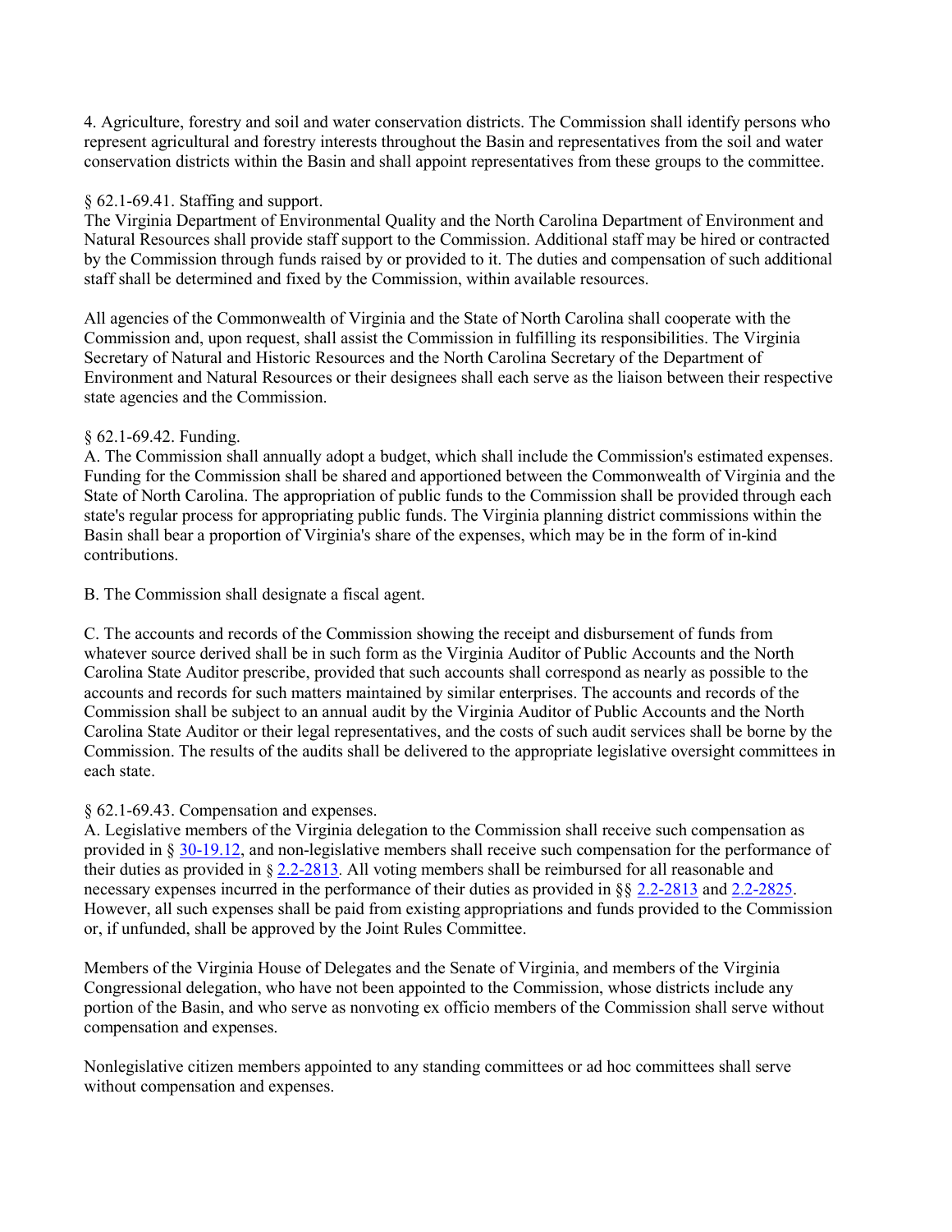4. Agriculture, forestry and soil and water conservation districts. The Commission shall identify persons who represent agricultural and forestry interests throughout the Basin and representatives from the soil and water conservation districts within the Basin and shall appoint representatives from these groups to the committee.

§ 62.1-69.41. Staffing and support.

The Virginia Department of Environmental Quality and the North Carolina Department of Environment and Natural Resources shall provide staff support to the Commission. Additional staff may be hired or contracted by the Commission through funds raised by or provided to it. The duties and compensation of such additional staff shall be determined and fixed by the Commission, within available resources.

All agencies of the Commonwealth of Virginia and the State of North Carolina shall cooperate with the Commission and, upon request, shall assist the Commission in fulfilling its responsibilities. The Virginia Secretary of Natural and Historic Resources and the North Carolina Secretary of the Department of Environment and Natural Resources or their designees shall each serve as the liaison between their respective state agencies and the Commission.

§ 62.1-69.42. Funding.

A. The Commission shall annually adopt a budget, which shall include the Commission's estimated expenses. Funding for the Commission shall be shared and apportioned between the Commonwealth of Virginia and the State of North Carolina. The appropriation of public funds to the Commission shall be provided through each state's regular process for appropriating public funds. The Virginia planning district commissions within the Basin shall bear a proportion of Virginia's share of the expenses, which may be in the form of in-kind contributions.

B. The Commission shall designate a fiscal agent.

C. The accounts and records of the Commission showing the receipt and disbursement of funds from whatever source derived shall be in such form as the Virginia Auditor of Public Accounts and the North Carolina State Auditor prescribe, provided that such accounts shall correspond as nearly as possible to the accounts and records for such matters maintained by similar enterprises. The accounts and records of the Commission shall be subject to an annual audit by the Virginia Auditor of Public Accounts and the North Carolina State Auditor or their legal representatives, and the costs of such audit services shall be borne by the Commission. The results of the audits shall be delivered to the appropriate legislative oversight committees in each state.

§ 62.1-69.43. Compensation and expenses.

A. Legislative members of the Virginia delegation to the Commission shall receive such compensation as provided in § 30-19.12, and non-legislative members shall receive such compensation for the performance of their duties as provided in § 2.2-2813. All voting members shall be reimbursed for all reasonable and necessary expenses incurred in the performance of their duties as provided in §§ 2.2-2813 and 2.2-2825. However, all such expenses shall be paid from existing appropriations and funds provided to the Commission or, if unfunded, shall be approved by the Joint Rules Committee.

Members of the Virginia House of Delegates and the Senate of Virginia, and members of the Virginia Congressional delegation, who have not been appointed to the Commission, whose districts include any portion of the Basin, and who serve as nonvoting ex officio members of the Commission shall serve without compensation and expenses.

Nonlegislative citizen members appointed to any standing committees or ad hoc committees shall serve without compensation and expenses.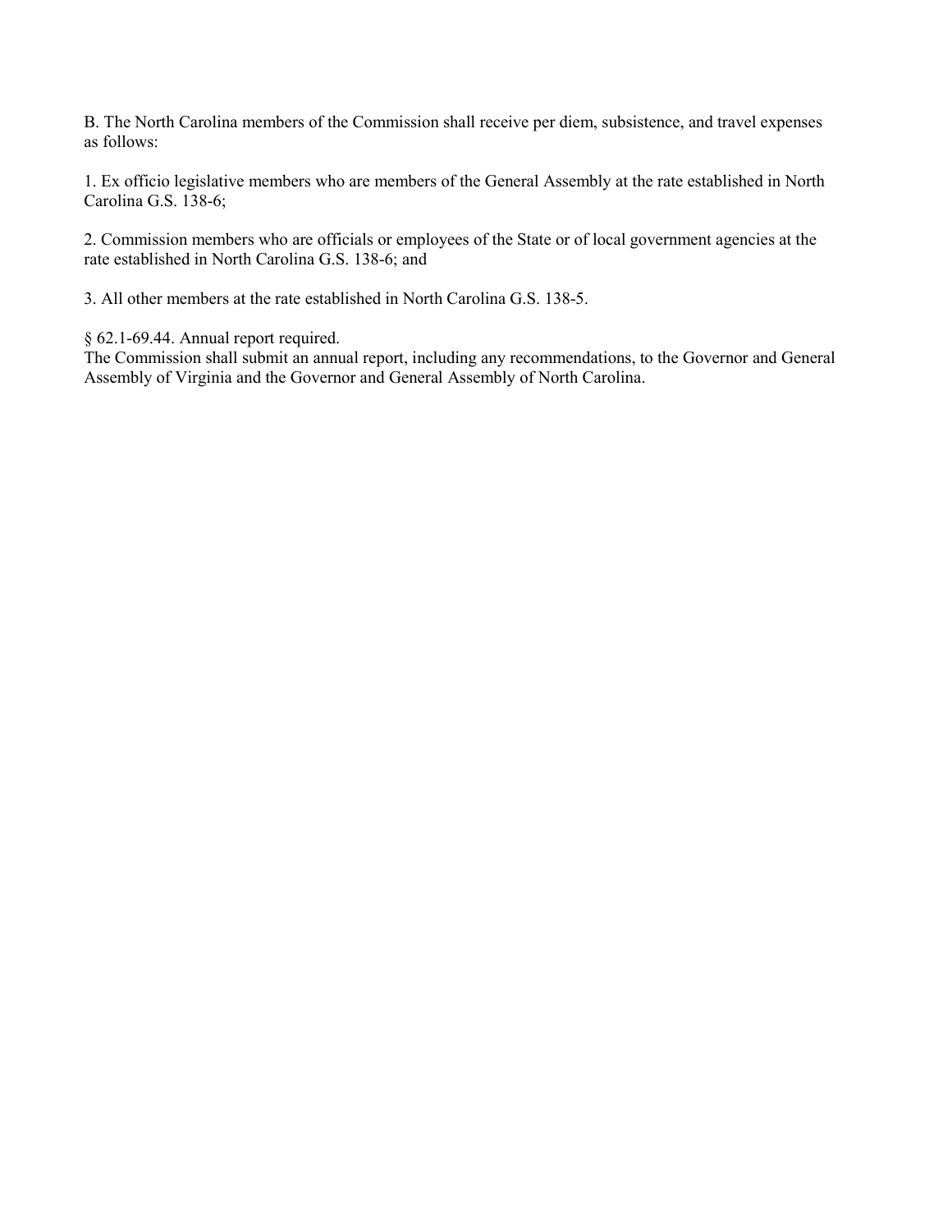B. The North Carolina members of the Commission shall receive per diem, subsistence, and travel expenses as follows:

1. Ex officio legislative members who are members of the General Assembly at the rate established in North Carolina G.S. 138-6;

2. Commission members who are officials or employees of the State or of local government agencies at the rate established in North Carolina G.S. 138-6; and

3. All other members at the rate established in North Carolina G.S. 138-5.

§ 62.1-69.44. Annual report required.
The Commission shall submit an annual report, including any recommendations, to the Governor and General Assembly of Virginia and the Governor and General Assembly of North Carolina.